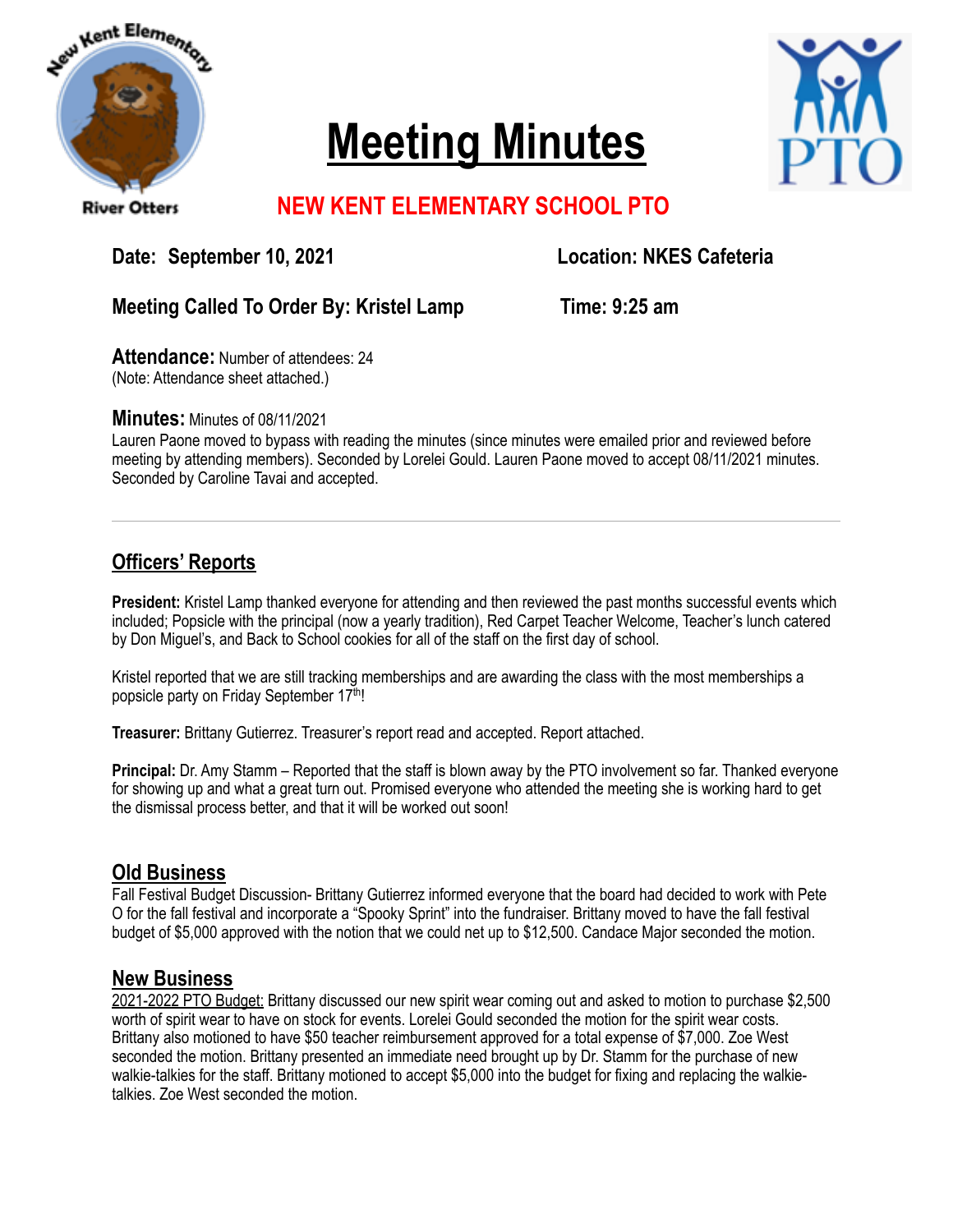New Kent Elementary River Otters

# Meeting Minutes

## NEW KENT ELEMENTARY SCHOOL PTO

**Date: September 10, 2021** **Location: NKES Cafeteria**

**Meeting Called To Order By: Kristel Lamp** **Time: 9:25 am**

**Attendance:** Number of attendees: 24
(Note: Attendance sheet attached.)

**Minutes:** Minutes of 08/11/2021
Lauren Paone moved to bypass with reading the minutes (since minutes were emailed prior and reviewed before meeting by attending members). Seconded by Lorelei Gould. Lauren Paone moved to accept 08/11/2021 minutes. Seconded by Caroline Tavai and accepted.

---

## Officers' Reports

**President:** Kristel Lamp thanked everyone for attending and then reviewed the past months successful events which included; Popsicle with the principal (now a yearly tradition), Red Carpet Teacher Welcome, Teacher's lunch catered by Don Miguel's, and Back to School cookies for all of the staff on the first day of school.

Kristel reported that we are still tracking memberships and are awarding the class with the most memberships a popsicle party on Friday September 17th!

**Treasurer:** Brittany Gutierrez. Treasurer's report read and accepted. Report attached.

**Principal:** Dr. Amy Stamm – Reported that the staff is blown away by the PTO involvement so far. Thanked everyone for showing up and what a great turn out. Promised everyone who attended the meeting she is working hard to get the dismissal process better, and that it will be worked out soon!

## Old Business

Fall Festival Budget Discussion- Brittany Gutierrez informed everyone that the board had decided to work with Pete O for the fall festival and incorporate a "Spooky Sprint" into the fundraiser. Brittany moved to have the fall festival budget of $5,000 approved with the notion that we could net up to $12,500. Candace Major seconded the motion.

## New Business

2021-2022 PTO Budget: Brittany discussed our new spirit wear coming out and asked to motion to purchase $2,500 worth of spirit wear to have on stock for events. Lorelei Gould seconded the motion for the spirit wear costs. Brittany also motioned to have $50 teacher reimbursement approved for a total expense of $7,000. Zoe West seconded the motion. Brittany presented an immediate need brought up by Dr. Stamm for the purchase of new walkie-talkies for the staff. Brittany motioned to accept $5,000 into the budget for fixing and replacing the walkie-talkies. Zoe West seconded the motion.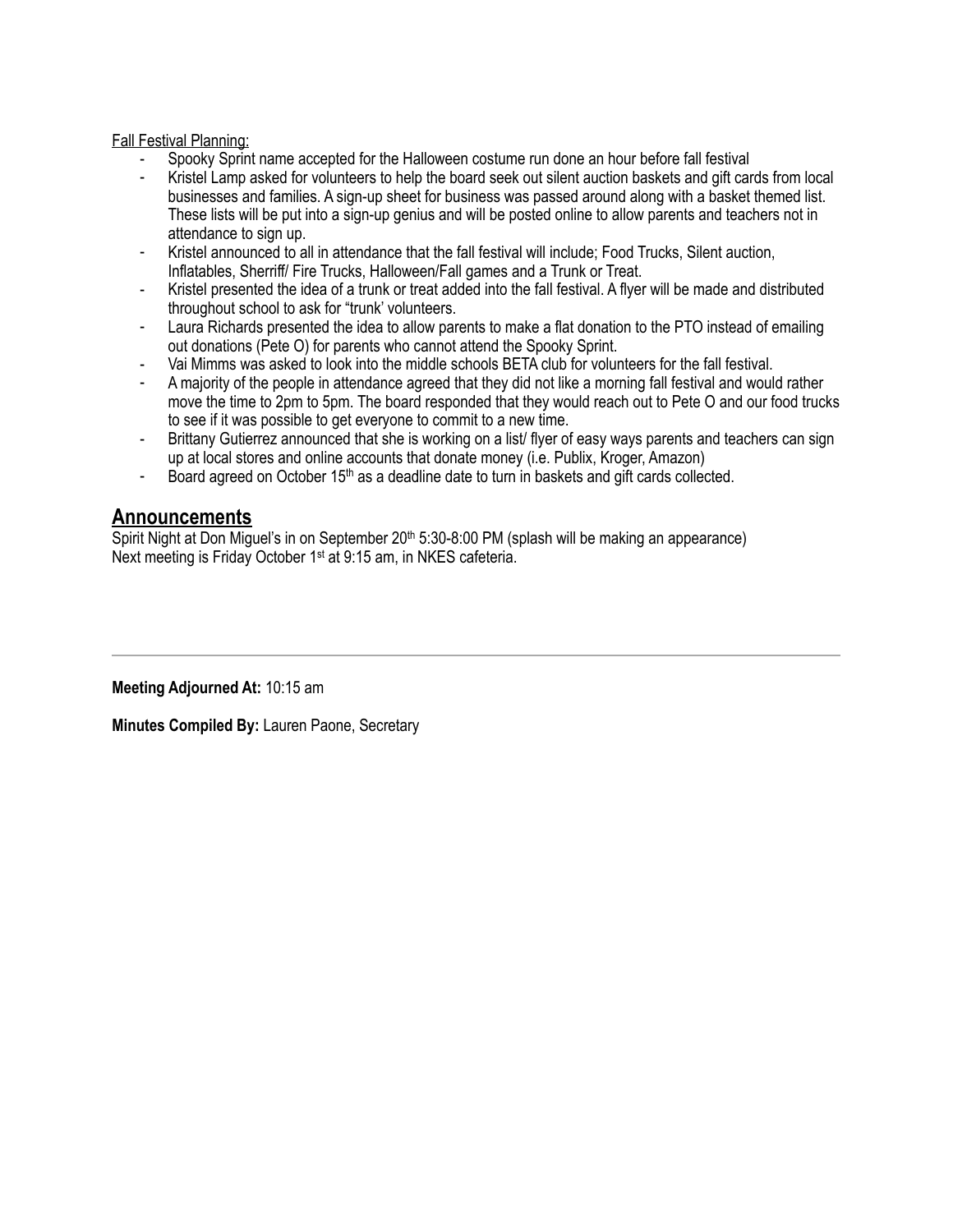Fall Festival Planning:

- Spooky Sprint name accepted for the Halloween costume run done an hour before fall festival
- Kristel Lamp asked for volunteers to help the board seek out silent auction baskets and gift cards from local businesses and families. A sign-up sheet for business was passed around along with a basket themed list. These lists will be put into a sign-up genius and will be posted online to allow parents and teachers not in attendance to sign up.
- Kristel announced to all in attendance that the fall festival will include; Food Trucks, Silent auction, Inflatables, Sherriff/ Fire Trucks, Halloween/Fall games and a Trunk or Treat.
- Kristel presented the idea of a trunk or treat added into the fall festival. A flyer will be made and distributed throughout school to ask for "trunk' volunteers.
- Laura Richards presented the idea to allow parents to make a flat donation to the PTO instead of emailing out donations (Pete O) for parents who cannot attend the Spooky Sprint.
- Vai Mimms was asked to look into the middle schools BETA club for volunteers for the fall festival.
- A majority of the people in attendance agreed that they did not like a morning fall festival and would rather move the time to 2pm to 5pm. The board responded that they would reach out to Pete O and our food trucks to see if it was possible to get everyone to commit to a new time.
- Brittany Gutierrez announced that she is working on a list/ flyer of easy ways parents and teachers can sign up at local stores and online accounts that donate money (i.e. Publix, Kroger, Amazon)
- Board agreed on October 15th as a deadline date to turn in baskets and gift cards collected.

## Announcements

Spirit Night at Don Miguel's in on September 20th 5:30-8:00 PM (splash will be making an appearance)
Next meeting is Friday October 1st at 9:15 am, in NKES cafeteria.

---

**Meeting Adjourned At:** 10:15 am

**Minutes Compiled By:** Lauren Paone, Secretary